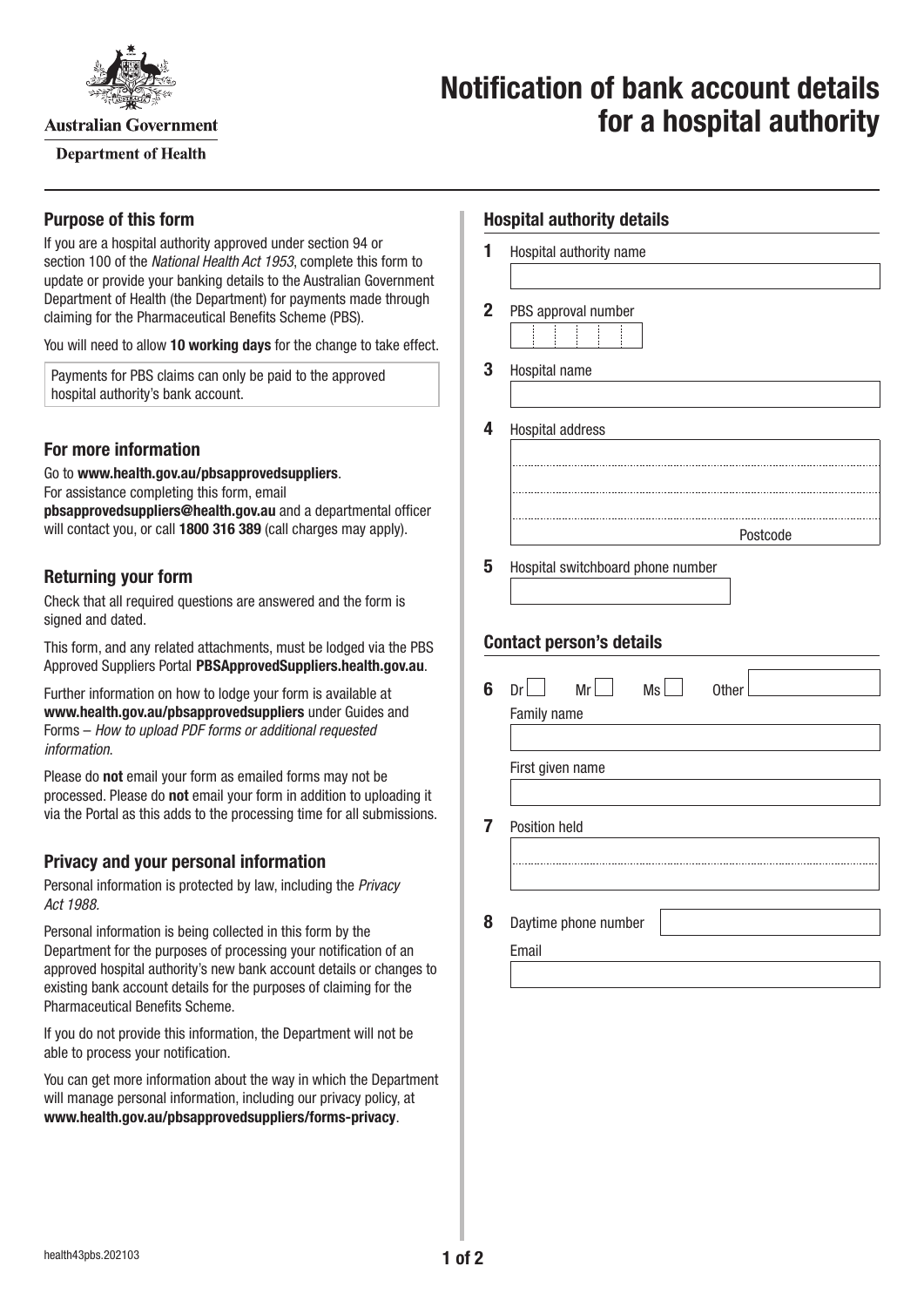Australian Government

Department of Health

# Notification of bank account details for a hospital authority

## Purpose of this form

If you are a hospital authority approved under section 94 or section 100 of the *National Health Act 1953*, complete this form to update or provide your banking details to the Australian Government Department of Health (the Department) for payments made through claiming for the Pharmaceutical Benefits Scheme (PBS).

You will need to allow **10 working days** for the change to take effect.

Payments for PBS claims can only be paid to the approved hospital authority's bank account.

## For more information

Go to **www.health.gov.au/pbsapprovedsuppliers**.
For assistance completing this form, email **pbsapprovedsuppliers@health.gov.au** and a departmental officer will contact you, or call **1800 316 389** (call charges may apply).

## Returning your form

Check that all required questions are answered and the form is signed and dated.

This form, and any related attachments, must be lodged via the PBS Approved Suppliers Portal **PBSApprovedSuppliers.health.gov.au**.

Further information on how to lodge your form is available at **www.health.gov.au/pbsapprovedsuppliers** under Guides and Forms – *How to upload PDF forms or additional requested information*.

Please do **not** email your form as emailed forms may not be processed. Please do **not** email your form in addition to uploading it via the Portal as this adds to the processing time for all submissions.

## Privacy and your personal information

Personal information is protected by law, including the *Privacy Act 1988.*

Personal information is being collected in this form by the Department for the purposes of processing your notification of an approved hospital authority's new bank account details or changes to existing bank account details for the purposes of claiming for the Pharmaceutical Benefits Scheme.

If you do not provide this information, the Department will not be able to process your notification.

You can get more information about the way in which the Department will manage personal information, including our privacy policy, at **www.health.gov.au/pbsapprovedsuppliers/forms-privacy**.

## Hospital authority details

**1** Hospital authority name

**2** PBS approval number

**3** Hospital name

**4** Hospital address

Postcode

**5** Hospital switchboard phone number

## Contact person's details

**6** Dr ☐ Mr ☐ Ms ☐ Other

Family name

First given name

**7** Position held

**8** Daytime phone number

Email

health43pbs.202103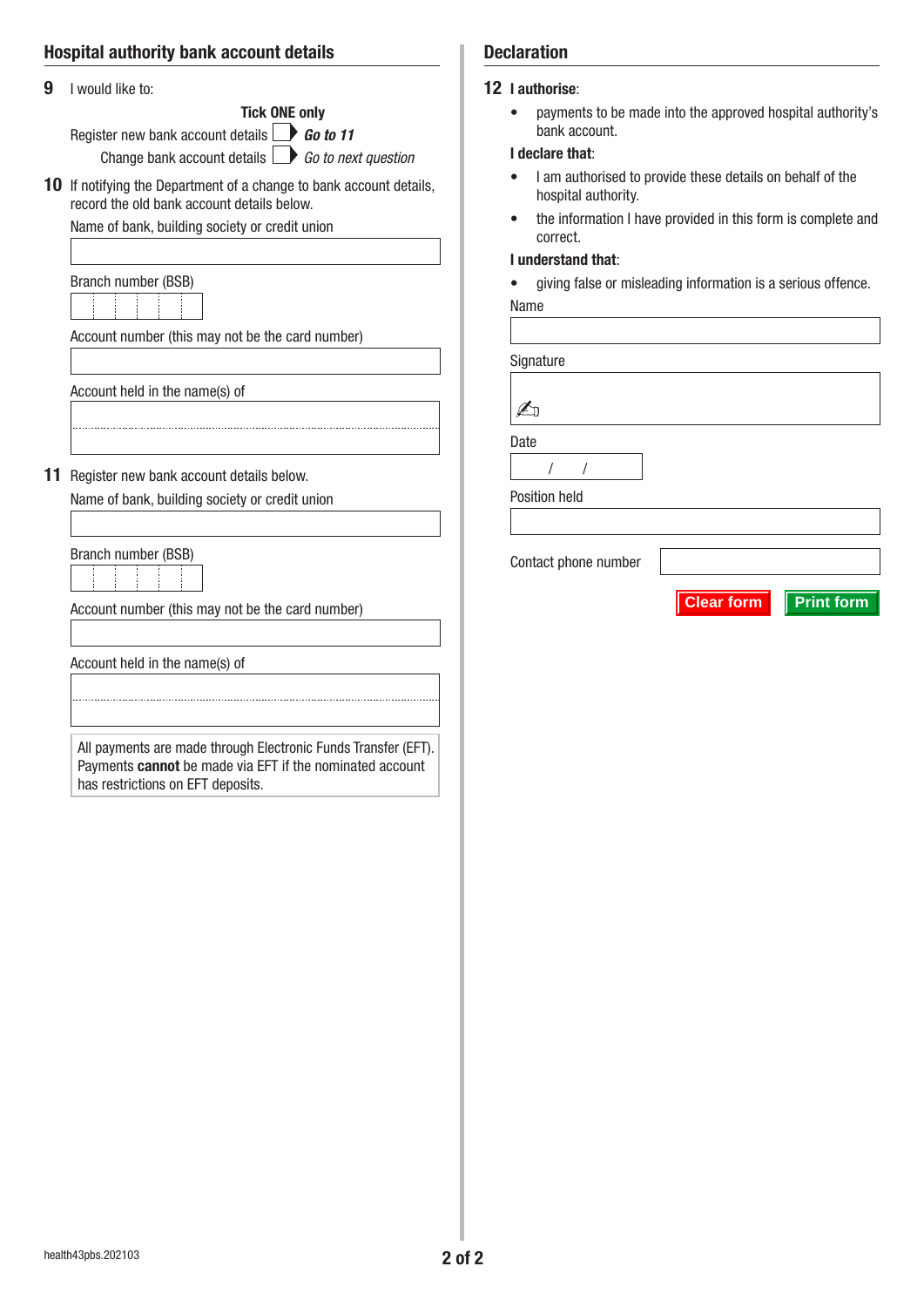## Hospital authority bank account details

**9** I would like to:

**Tick ONE only**

Register new bank account details ☐ ***Go to 11***

Change bank account details ☐ *Go to next question*

**10** If notifying the Department of a change to bank account details, record the old bank account details below.

Name of bank, building society or credit union

Branch number (BSB)

Account number (this may not be the card number)

Account held in the name(s) of

**11** Register new bank account details below.

Name of bank, building society or credit union

Branch number (BSB)

Account number (this may not be the card number)

Account held in the name(s) of

All payments are made through Electronic Funds Transfer (EFT). Payments **cannot** be made via EFT if the nominated account has restrictions on EFT deposits.

## Declaration

**12** **I authorise**:

- payments to be made into the approved hospital authority's bank account.

**I declare that**:

- I am authorised to provide these details on behalf of the hospital authority.
- the information I have provided in this form is complete and correct.

**I understand that**:

- giving false or misleading information is a serious offence.

Name

Signature

Date

/ /

Position held

Contact phone number

Clear form | Print form

health43pbs.202103